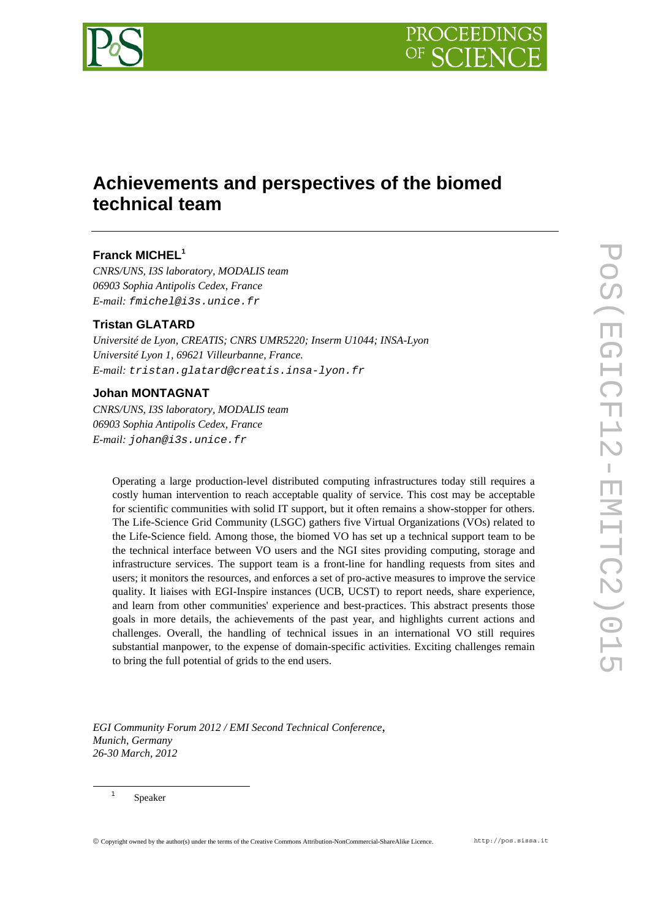# Achievements and perspectives of the biomed technical team

## Franck MICHEL[1]

*CNRS/UNS, I3S laboratory, MODALIS team*
*06903 Sophia Antipolis Cedex, France*
*E-mail:* `fmichel@i3s.unice.fr`

## Tristan GLATARD

*Université de Lyon, CREATIS; CNRS UMR5220; Inserm U1044; INSA-Lyon*
*Université Lyon 1, 69621 Villeurbanne, France.*
*E-mail:* `tristan.glatard@creatis.insa-lyon.fr`

## Johan MONTAGNAT

*CNRS/UNS, I3S laboratory, MODALIS team*
*06903 Sophia Antipolis Cedex, France*
*E-mail:* `johan@i3s.unice.fr`

Operating a large production-level distributed computing infrastructures today still requires a costly human intervention to reach acceptable quality of service. This cost may be acceptable for scientific communities with solid IT support, but it often remains a show-stopper for others. The Life-Science Grid Community (LSGC) gathers five Virtual Organizations (VOs) related to the Life-Science field. Among those, the biomed VO has set up a technical support team to be the technical interface between VO users and the NGI sites providing computing, storage and infrastructure services. The support team is a front-line for handling requests from sites and users; it monitors the resources, and enforces a set of pro-active measures to improve the service quality. It liaises with EGI-Inspire instances (UCB, UCST) to report needs, share experience, and learn from other communities' experience and best-practices. This abstract presents those goals in more details, the achievements of the past year, and highlights current actions and challenges. Overall, the handling of technical issues in an international VO still requires substantial manpower, to the expense of domain-specific activities. Exciting challenges remain to bring the full potential of grids to the end users.

*EGI Community Forum 2012 / EMI Second Technical Conference*,
*Munich, Germany*
*26-30 March, 2012*

[1] Speaker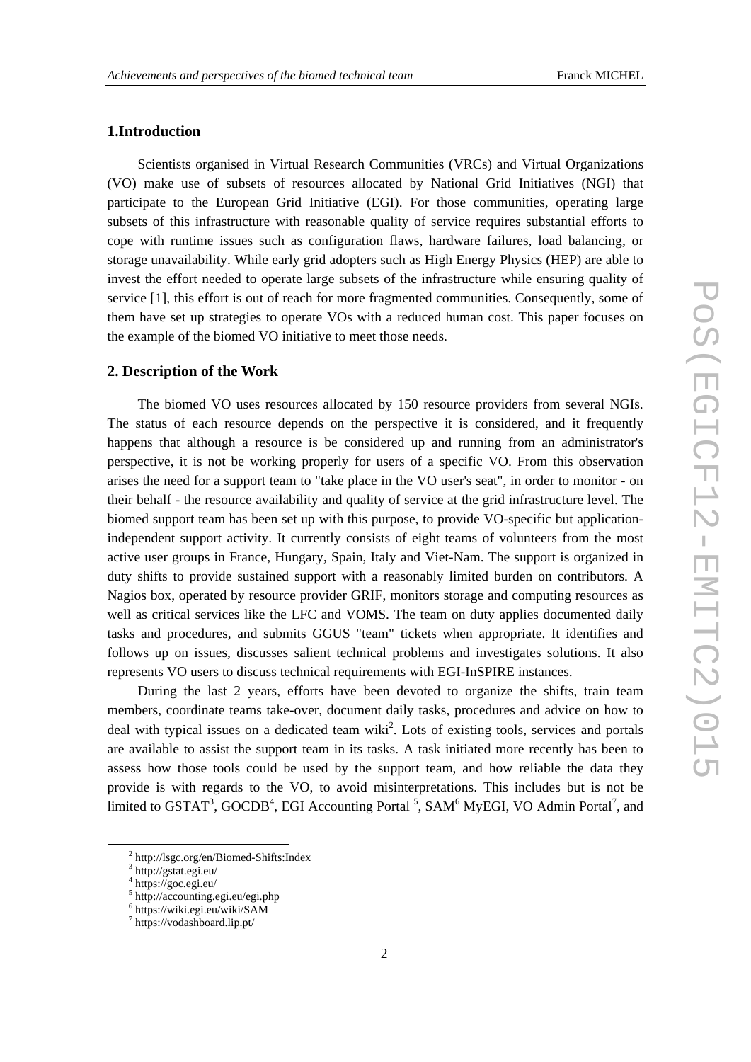## 1.Introduction

Scientists organised in Virtual Research Communities (VRCs) and Virtual Organizations (VO) make use of subsets of resources allocated by National Grid Initiatives (NGI) that participate to the European Grid Initiative (EGI). For those communities, operating large subsets of this infrastructure with reasonable quality of service requires substantial efforts to cope with runtime issues such as configuration flaws, hardware failures, load balancing, or storage unavailability. While early grid adopters such as High Energy Physics (HEP) are able to invest the effort needed to operate large subsets of the infrastructure while ensuring quality of service [1], this effort is out of reach for more fragmented communities. Consequently, some of them have set up strategies to operate VOs with a reduced human cost. This paper focuses on the example of the biomed VO initiative to meet those needs.

## 2. Description of the Work

The biomed VO uses resources allocated by 150 resource providers from several NGIs. The status of each resource depends on the perspective it is considered, and it frequently happens that although a resource is be considered up and running from an administrator's perspective, it is not be working properly for users of a specific VO. From this observation arises the need for a support team to "take place in the VO user's seat", in order to monitor - on their behalf - the resource availability and quality of service at the grid infrastructure level. The biomed support team has been set up with this purpose, to provide VO-specific but application-independent support activity. It currently consists of eight teams of volunteers from the most active user groups in France, Hungary, Spain, Italy and Viet-Nam. The support is organized in duty shifts to provide sustained support with a reasonably limited burden on contributors. A Nagios box, operated by resource provider GRIF, monitors storage and computing resources as well as critical services like the LFC and VOMS. The team on duty applies documented daily tasks and procedures, and submits GGUS "team" tickets when appropriate. It identifies and follows up on issues, discusses salient technical problems and investigates solutions. It also represents VO users to discuss technical requirements with EGI-InSPIRE instances.

During the last 2 years, efforts have been devoted to organize the shifts, train team members, coordinate teams take-over, document daily tasks, procedures and advice on how to deal with typical issues on a dedicated team wiki[2]. Lots of existing tools, services and portals are available to assist the support team in its tasks. A task initiated more recently has been to assess how those tools could be used by the support team, and how reliable the data they provide is with regards to the VO, to avoid misinterpretations. This includes but is not be limited to GSTAT[3], GOCDB[4], EGI Accounting Portal [5], SAM[6] MyEGI, VO Admin Portal[7], and

[2] http://lsgc.org/en/Biomed-Shifts:Index
[3] http://gstat.egi.eu/
[4] https://goc.egi.eu/
[5] http://accounting.egi.eu/egi.php
[6] https://wiki.egi.eu/wiki/SAM
[7] https://vodashboard.lip.pt/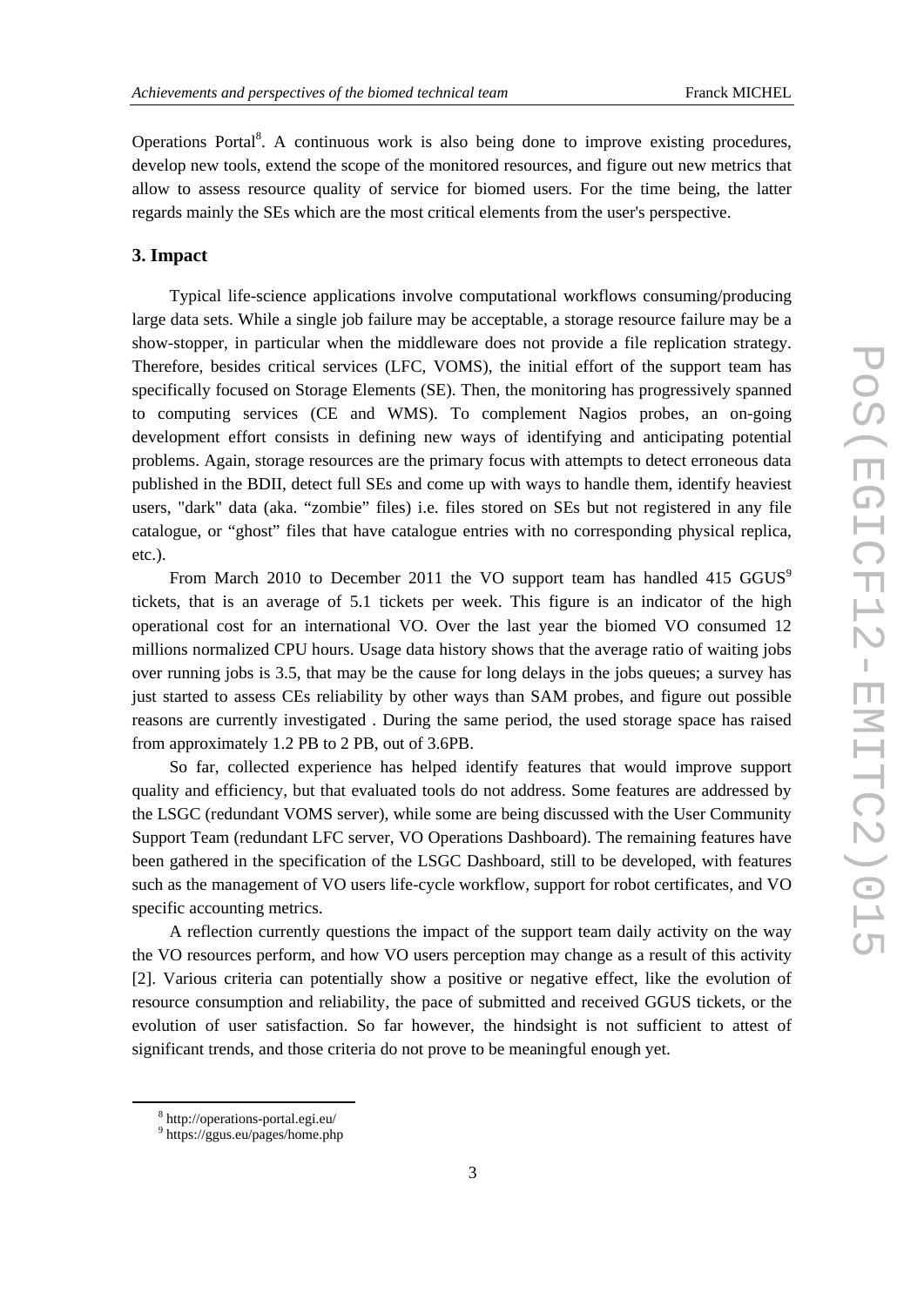Operations Portal[8]. A continuous work is also being done to improve existing procedures, develop new tools, extend the scope of the monitored resources, and figure out new metrics that allow to assess resource quality of service for biomed users. For the time being, the latter regards mainly the SEs which are the most critical elements from the user's perspective.

## 3. Impact

Typical life-science applications involve computational workflows consuming/producing large data sets. While a single job failure may be acceptable, a storage resource failure may be a show-stopper, in particular when the middleware does not provide a file replication strategy. Therefore, besides critical services (LFC, VOMS), the initial effort of the support team has specifically focused on Storage Elements (SE). Then, the monitoring has progressively spanned to computing services (CE and WMS). To complement Nagios probes, an on-going development effort consists in defining new ways of identifying and anticipating potential problems. Again, storage resources are the primary focus with attempts to detect erroneous data published in the BDII, detect full SEs and come up with ways to handle them, identify heaviest users, "dark" data (aka. “zombie” files) i.e. files stored on SEs but not registered in any file catalogue, or “ghost” files that have catalogue entries with no corresponding physical replica, etc.).

From March 2010 to December 2011 the VO support team has handled 415 GGUS[9] tickets, that is an average of 5.1 tickets per week. This figure is an indicator of the high operational cost for an international VO. Over the last year the biomed VO consumed 12 millions normalized CPU hours. Usage data history shows that the average ratio of waiting jobs over running jobs is 3.5, that may be the cause for long delays in the jobs queues; a survey has just started to assess CEs reliability by other ways than SAM probes, and figure out possible reasons are currently investigated . During the same period, the used storage space has raised from approximately 1.2 PB to 2 PB, out of 3.6PB.

So far, collected experience has helped identify features that would improve support quality and efficiency, but that evaluated tools do not address. Some features are addressed by the LSGC (redundant VOMS server), while some are being discussed with the User Community Support Team (redundant LFC server, VO Operations Dashboard). The remaining features have been gathered in the specification of the LSGC Dashboard, still to be developed, with features such as the management of VO users life-cycle workflow, support for robot certificates, and VO specific accounting metrics.

A reflection currently questions the impact of the support team daily activity on the way the VO resources perform, and how VO users perception may change as a result of this activity [2]. Various criteria can potentially show a positive or negative effect, like the evolution of resource consumption and reliability, the pace of submitted and received GGUS tickets, or the evolution of user satisfaction. So far however, the hindsight is not sufficient to attest of significant trends, and those criteria do not prove to be meaningful enough yet.

---

[8] http://operations-portal.egi.eu/

[9] https://ggus.eu/pages/home.php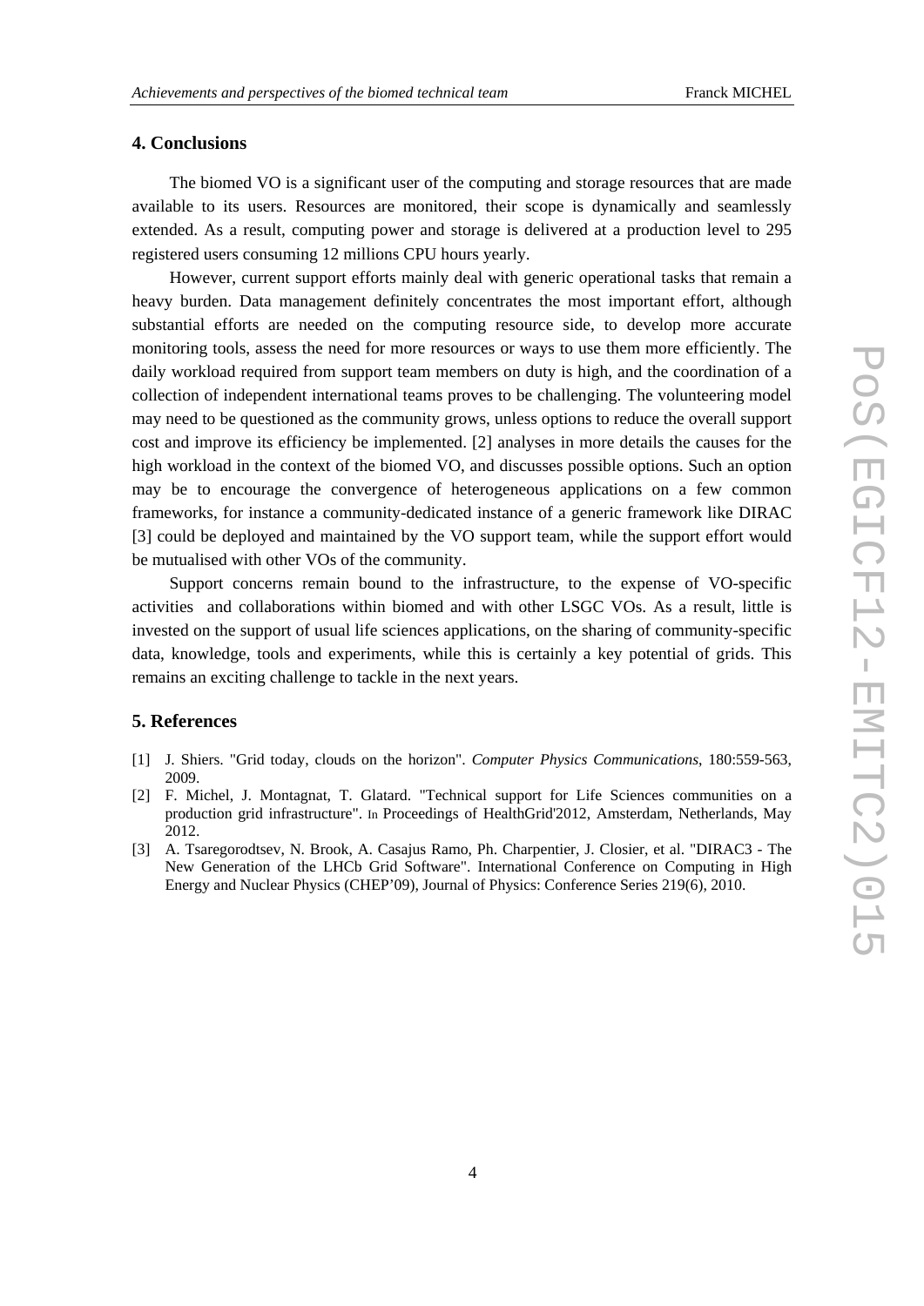## 4. Conclusions

The biomed VO is a significant user of the computing and storage resources that are made available to its users. Resources are monitored, their scope is dynamically and seamlessly extended. As a result, computing power and storage is delivered at a production level to 295 registered users consuming 12 millions CPU hours yearly.

However, current support efforts mainly deal with generic operational tasks that remain a heavy burden. Data management definitely concentrates the most important effort, although substantial efforts are needed on the computing resource side, to develop more accurate monitoring tools, assess the need for more resources or ways to use them more efficiently. The daily workload required from support team members on duty is high, and the coordination of a collection of independent international teams proves to be challenging. The volunteering model may need to be questioned as the community grows, unless options to reduce the overall support cost and improve its efficiency be implemented. [2] analyses in more details the causes for the high workload in the context of the biomed VO, and discusses possible options. Such an option may be to encourage the convergence of heterogeneous applications on a few common frameworks, for instance a community-dedicated instance of a generic framework like DIRAC [3] could be deployed and maintained by the VO support team, while the support effort would be mutualised with other VOs of the community.

Support concerns remain bound to the infrastructure, to the expense of VO-specific activities and collaborations within biomed and with other LSGC VOs. As a result, little is invested on the support of usual life sciences applications, on the sharing of community-specific data, knowledge, tools and experiments, while this is certainly a key potential of grids. This remains an exciting challenge to tackle in the next years.

## 5. References

[1] J. Shiers. "Grid today, clouds on the horizon". *Computer Physics Communications*, 180:559-563, 2009.

[2] F. Michel, J. Montagnat, T. Glatard. "Technical support for Life Sciences communities on a production grid infrastructure". In Proceedings of HealthGrid'2012, Amsterdam, Netherlands, May 2012.

[3] A. Tsaregorodtsev, N. Brook, A. Casajus Ramo, Ph. Charpentier, J. Closier, et al. "DIRAC3 - The New Generation of the LHCb Grid Software". International Conference on Computing in High Energy and Nuclear Physics (CHEP'09), Journal of Physics: Conference Series 219(6), 2010.